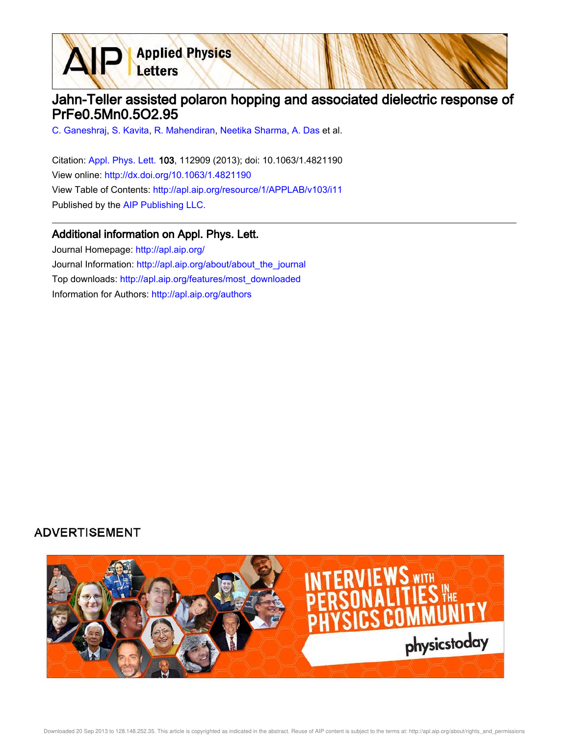# Jahn-Teller assisted polaron hopping and associated dielectric response of PrFe0.5Mn0.5O2.95

C. Ganeshraj, S. Kavita, R. Mahendiran, Neetika Sharma, A. Das et al.

Citation: Appl. Phys. Lett. **103**, 112909 (2013); doi: 10.1063/1.4821190

View online: http://dx.doi.org/10.1063/1.4821190

View Table of Contents: http://apl.aip.org/resource/1/APPLAB/v103/i11

Published by the AIP Publishing LLC.

## Additional information on Appl. Phys. Lett.

Journal Homepage: http://apl.aip.org/

Journal Information: http://apl.aip.org/about/about_the_journal

Top downloads: http://apl.aip.org/features/most_downloaded

Information for Authors: http://apl.aip.org/authors

ADVERTISEMENT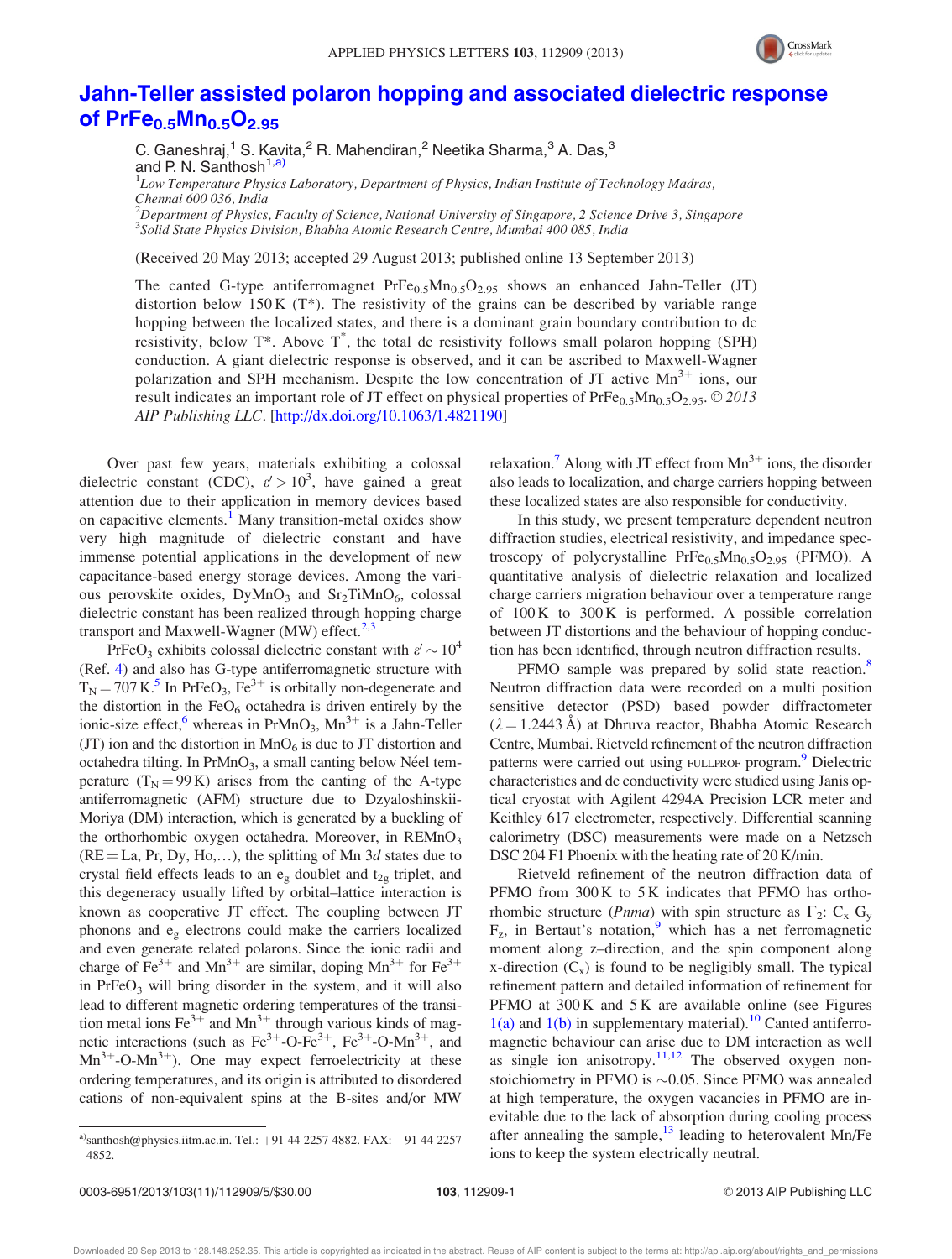# Jahn-Teller assisted polaron hopping and associated dielectric response of $PrFe_{0.5}Mn_{0.5}O_{2.95}$

C. Ganeshraj,[1] S. Kavita,[2] R. Mahendiran,[2] Neetika Sharma,[3] A. Das,[3] and P. N. Santhosh[1,a)]

[1]*Low Temperature Physics Laboratory, Department of Physics, Indian Institute of Technology Madras, Chennai 600 036, India*
[2]*Department of Physics, Faculty of Science, National University of Singapore, 2 Science Drive 3, Singapore*
[3]*Solid State Physics Division, Bhabha Atomic Research Centre, Mumbai 400 085, India*

(Received 20 May 2013; accepted 29 August 2013; published online 13 September 2013)

The canted G-type antiferromagnet $PrFe_{0.5}Mn_{0.5}O_{2.95}$ shows an enhanced Jahn-Teller (JT) distortion below 150 K (T*). The resistivity of the grains can be described by variable range hopping between the localized states, and there is a dominant grain boundary contribution to dc resistivity, below T*. Above $T^*$, the total dc resistivity follows small polaron hopping (SPH) conduction. A giant dielectric response is observed, and it can be ascribed to Maxwell-Wagner polarization and SPH mechanism. Despite the low concentration of JT active $Mn^{3+}$ ions, our result indicates an important role of JT effect on physical properties of $PrFe_{0.5}Mn_{0.5}O_{2.95}$. *© 2013 AIP Publishing LLC*. [http://dx.doi.org/10.1063/1.4821190]

Over past few years, materials exhibiting a colossal dielectric constant (CDC), $\varepsilon' > 10^3$, have gained a great attention due to their application in memory devices based on capacitive elements.[1] Many transition-metal oxides show very high magnitude of dielectric constant and have immense potential applications in the development of new capacitance-based energy storage devices. Among the various perovskite oxides, $DyMnO_3$ and $Sr_2TiMnO_6$, colossal dielectric constant has been realized through hopping charge transport and Maxwell-Wagner (MW) effect.[2,3]

$PrFeO_3$ exhibits colossal dielectric constant with $\varepsilon' \sim 10^4$ (Ref. 4) and also has G-type antiferromagnetic structure with $T_N = 707$ K.[5] In $PrFeO_3$, $Fe^{3+}$ is orbitally non-degenerate and the distortion in the $FeO_6$ octahedra is driven entirely by the ionic-size effect,[6] whereas in $PrMnO_3$, $Mn^{3+}$ is a Jahn-Teller (JT) ion and the distortion in $MnO_6$ is due to JT distortion and octahedra tilting. In $PrMnO_3$, a small canting below Néel temperature ($T_N = 99$ K) arises from the canting of the A-type antiferromagnetic (AFM) structure due to Dzyaloshinskii-Moriya (DM) interaction, which is generated by a buckling of the orthorhombic oxygen octahedra. Moreover, in $REMnO_3$ (RE = La, Pr, Dy, Ho,...), the splitting of Mn 3*d* states due to crystal field effects leads to an $e_g$ doublet and $t_{2g}$ triplet, and this degeneracy usually lifted by orbital–lattice interaction is known as cooperative JT effect. The coupling between JT phonons and $e_g$ electrons could make the carriers localized and even generate related polarons. Since the ionic radii and charge of $Fe^{3+}$ and $Mn^{3+}$ are similar, doping $Mn^{3+}$ for $Fe^{3+}$ in $PrFeO_3$ will bring disorder in the system, and it will also lead to different magnetic ordering temperatures of the transition metal ions $Fe^{3+}$ and $Mn^{3+}$ through various kinds of magnetic interactions (such as $Fe^{3+}$-O-$Fe^{3+}$, $Fe^{3+}$-O-$Mn^{3+}$, and $Mn^{3+}$-O-$Mn^{3+}$). One may expect ferroelectricity at these ordering temperatures, and its origin is attributed to disordered cations of non-equivalent spins at the B-sites and/or MW relaxation.[7] Along with JT effect from $Mn^{3+}$ ions, the disorder also leads to localization, and charge carriers hopping between these localized states are also responsible for conductivity.

In this study, we present temperature dependent neutron diffraction studies, electrical resistivity, and impedance spectroscopy of polycrystalline $PrFe_{0.5}Mn_{0.5}O_{2.95}$ (PFMO). A quantitative analysis of dielectric relaxation and localized charge carriers migration behaviour over a temperature range of 100 K to 300 K is performed. A possible correlation between JT distortions and the behaviour of hopping conduction has been identified, through neutron diffraction results.

PFMO sample was prepared by solid state reaction.[8] Neutron diffraction data were recorded on a multi position sensitive detector (PSD) based powder diffractometer ($\lambda = 1.2443$ Å) at Dhruva reactor, Bhabha Atomic Research Centre, Mumbai. Rietveld refinement of the neutron diffraction patterns were carried out using FULLPROF program.[9] Dielectric characteristics and dc conductivity were studied using Janis optical cryostat with Agilent 4294A Precision LCR meter and Keithley 617 electrometer, respectively. Differential scanning calorimetry (DSC) measurements were made on a Netzsch DSC 204 F1 Phoenix with the heating rate of 20 K/min.

Rietveld refinement of the neutron diffraction data of PFMO from 300 K to 5 K indicates that PFMO has orthorhombic structure (*Pnma*) with spin structure as $\Gamma_2$: $C_x$ $G_y$ $F_z$, in Bertaut's notation,[9] which has a net ferromagnetic moment along z–direction, and the spin component along x-direction ($C_x$) is found to be negligibly small. The typical refinement pattern and detailed information of refinement for PFMO at 300 K and 5 K are available online (see Figures 1(a) and 1(b) in supplementary material).[10] Canted antiferromagnetic behaviour can arise due to DM interaction as well as single ion anisotropy.[11,12] The observed oxygen non-stoichiometry in PFMO is ~0.05. Since PFMO was annealed at high temperature, the oxygen vacancies in PFMO are inevitable due to the lack of absorption during cooling process after annealing the sample,[13] leading to heterovalent Mn/Fe ions to keep the system electrically neutral.

a)santhosh@physics.iitm.ac.in. Tel.: +91 44 2257 4882. FAX: +91 44 2257 4852.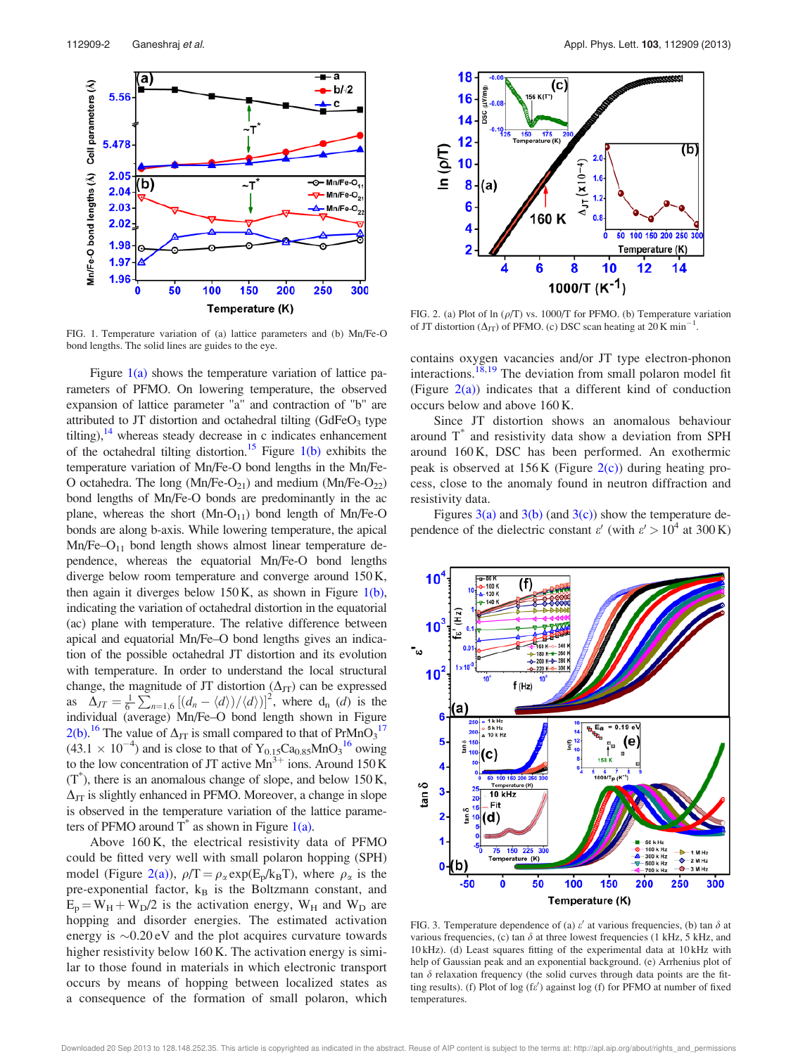FIG. 1. Temperature variation of (a) lattice parameters and (b) Mn/Fe-O bond lengths. The solid lines are guides to the eye.

Figure 1(a) shows the temperature variation of lattice parameters of PFMO. On lowering temperature, the observed expansion of lattice parameter "a" and contraction of "b" are attributed to JT distortion and octahedral tilting ($GdFeO_3$ type tilting),[14] whereas steady decrease in c indicates enhancement of the octahedral tilting distortion.[15] Figure 1(b) exhibits the temperature variation of Mn/Fe-O bond lengths in the Mn/Fe-O octahedra. The long (Mn/Fe-$O_{21}$) and medium (Mn/Fe-$O_{22}$) bond lengths of Mn/Fe-O bonds are predominantly in the ac plane, whereas the short (Mn-$O_{11}$) bond length of Mn/Fe-O bonds are along b-axis. While lowering temperature, the apical Mn/Fe–$O_{11}$ bond length shows almost linear temperature dependence, whereas the equatorial Mn/Fe-O bond lengths diverge below room temperature and converge around 150 K, then again it diverges below 150 K, as shown in Figure 1(b), indicating the variation of octahedral distortion in the equatorial (ac) plane with temperature. The relative difference between apical and equatorial Mn/Fe–O bond lengths gives an indication of the possible octahedral JT distortion and its evolution with temperature. In order to understand the local structural change, the magnitude of JT distortion ($\Delta_{JT}$) can be expressed as $\Delta_{JT} = \frac{1}{6}\sum_{n=1,6}[(d_n - \langle d \rangle)/\langle d \rangle]^2$, where $d_n$ ($d$) is the individual (average) Mn/Fe–O bond length shown in Figure 2(b).[16] The value of $\Delta_{JT}$ is small compared to that of $PrMnO_3$[17] ($43.1 \times 10^{-4}$) and is close to that of $Y_{0.15}Ca_{0.85}MnO_3$[16] owing to the low concentration of JT active $Mn^{3+}$ ions. Around 150 K ($T^*$), there is an anomalous change of slope, and below 150 K, $\Delta_{JT}$ is slightly enhanced in PFMO. Moreover, a change in slope is observed in the temperature variation of the lattice parameters of PFMO around $T^*$ as shown in Figure 1(a).

Above 160 K, the electrical resistivity data of PFMO could be fitted very well with small polaron hopping (SPH) model (Figure 2(a)), $\rho/T = \rho_\alpha \exp(E_p/k_BT)$, where $\rho_\alpha$ is the pre-exponential factor, $k_B$ is the Boltzmann constant, and $E_p = W_H + W_D/2$ is the activation energy, $W_H$ and $W_D$ are hopping and disorder energies. The estimated activation energy is ~0.20 eV and the plot acquires curvature towards higher resistivity below 160 K. The activation energy is similar to those found in materials in which electronic transport occurs by means of hopping between localized states as a consequence of the formation of small polaron, which contains oxygen vacancies and/or JT type electron-phonon interactions.[18,19] The deviation from small polaron model fit (Figure 2(a)) indicates that a different kind of conduction occurs below and above 160 K.

FIG. 2. (a) Plot of ln ($\rho$/T) vs. 1000/T for PFMO. (b) Temperature variation of JT distortion ($\Delta_{JT}$) of PFMO. (c) DSC scan heating at 20 K $min^{-1}$.

Since JT distortion shows an anomalous behaviour around $T^*$ and resistivity data show a deviation from SPH around 160 K, DSC has been performed. An exothermic peak is observed at 156 K (Figure 2(c)) during heating process, close to the anomaly found in neutron diffraction and resistivity data.

Figures 3(a) and 3(b) (and 3(c)) show the temperature dependence of the dielectric constant $\varepsilon'$ (with $\varepsilon' > 10^4$ at 300 K)

FIG. 3. Temperature dependence of (a) $\varepsilon'$ at various frequencies, (b) tan $\delta$ at various frequencies, (c) tan $\delta$ at three lowest frequencies (1 kHz, 5 kHz, and 10 kHz). (d) Least squares fitting of the experimental data at 10 kHz with help of Gaussian peak and an exponential background. (e) Arrhenius plot of tan $\delta$ relaxation frequency (the solid curves through data points are the fitting results). (f) Plot of log (f$\varepsilon'$) against log (f) for PFMO at number of fixed temperatures.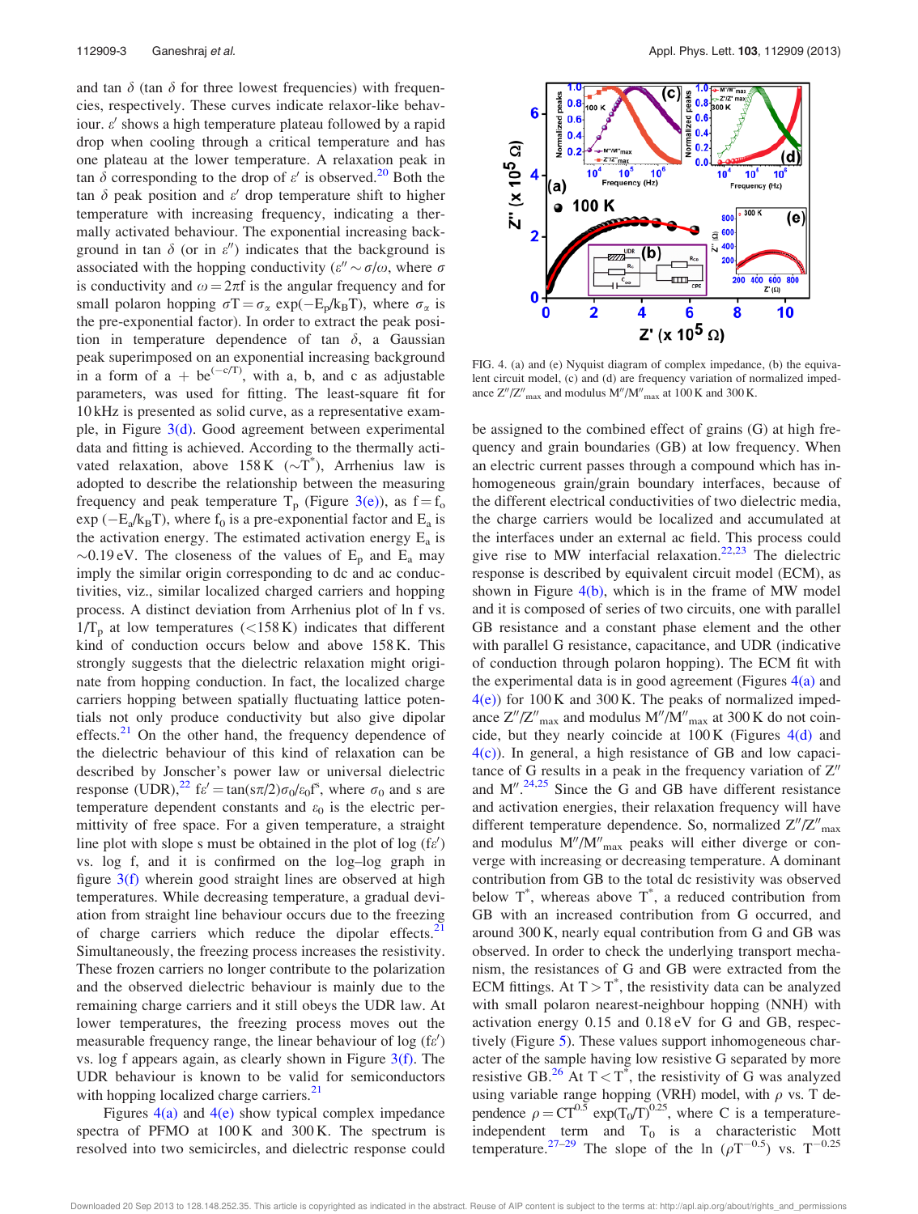and tan $\delta$ (tan $\delta$ for three lowest frequencies) with frequencies, respectively. These curves indicate relaxor-like behaviour. $\varepsilon'$ shows a high temperature plateau followed by a rapid drop when cooling through a critical temperature and has one plateau at the lower temperature. A relaxation peak in tan $\delta$ corresponding to the drop of $\varepsilon'$ is observed.[20] Both the tan $\delta$ peak position and $\varepsilon'$ drop temperature shift to higher temperature with increasing frequency, indicating a thermally activated behaviour. The exponential increasing background in tan $\delta$ (or in $\varepsilon''$) indicates that the background is associated with the hopping conductivity ($\varepsilon'' \sim \sigma/\omega$, where $\sigma$ is conductivity and $\omega = 2\pi f$ is the angular frequency and for small polaron hopping $\sigma T = \sigma_\alpha \exp(-E_p/k_B T)$, where $\sigma_\alpha$ is the pre-exponential factor). In order to extract the peak position in temperature dependence of tan $\delta$, a Gaussian peak superimposed on an exponential increasing background in a form of $a + be^{(-c/T)}$, with a, b, and c as adjustable parameters, was used for fitting. The least-square fit for 10 kHz is presented as solid curve, as a representative example, in Figure 3(d). Good agreement between experimental data and fitting is achieved. According to the thermally activated relaxation, above 158 K ($\sim T^*$), Arrhenius law is adopted to describe the relationship between the measuring frequency and peak temperature $T_p$ (Figure 3(e)), as $f = f_o \exp(-E_a/k_B T)$, where $f_0$ is a pre-exponential factor and $E_a$ is the activation energy. The estimated activation energy $E_a$ is $\sim$0.19 eV. The closeness of the values of $E_p$ and $E_a$ may imply the similar origin corresponding to dc and ac conductivities, viz., similar localized charged carriers and hopping process. A distinct deviation from Arrhenius plot of ln f vs. $1/T_p$ at low temperatures (<158 K) indicates that different kind of conduction occurs below and above 158 K. This strongly suggests that the dielectric relaxation might originate from hopping conduction. In fact, the localized charge carriers hopping between spatially fluctuating lattice potentials not only produce conductivity but also give dipolar effects.[21] On the other hand, the frequency dependence of the dielectric behaviour of this kind of relaxation can be described by Jonscher's power law or universal dielectric response (UDR),[22] $f\varepsilon' = \tan(s\pi/2)\sigma_0/\varepsilon_0 f^s$, where $\sigma_0$ and s are temperature dependent constants and $\varepsilon_0$ is the electric permittivity of free space. For a given temperature, a straight line plot with slope s must be obtained in the plot of log ($f\varepsilon'$) vs. log f, and it is confirmed on the log–log graph in figure 3(f) wherein good straight lines are observed at high temperatures. While decreasing temperature, a gradual deviation from straight line behaviour occurs due to the freezing of charge carriers which reduce the dipolar effects.[21] Simultaneously, the freezing process increases the resistivity. These frozen carriers no longer contribute to the polarization and the observed dielectric behaviour is mainly due to the remaining charge carriers and it still obeys the UDR law. At lower temperatures, the freezing process moves out the measurable frequency range, the linear behaviour of log ($f\varepsilon'$) vs. log f appears again, as clearly shown in Figure 3(f). The UDR behaviour is known to be valid for semiconductors with hopping localized charge carriers.[21]

Figures 4(a) and 4(e) show typical complex impedance spectra of PFMO at 100 K and 300 K. The spectrum is resolved into two semicircles, and dielectric response could be assigned to the combined effect of grains (G) at high frequency and grain boundaries (GB) at low frequency. When an electric current passes through a compound which has inhomogeneous grain/grain boundary interfaces, because of the different electrical conductivities of two dielectric media, the charge carriers would be localized and accumulated at the interfaces under an external ac field. This process could give rise to MW interfacial relaxation.[22,23] The dielectric response is described by equivalent circuit model (ECM), as shown in Figure 4(b), which is in the frame of MW model and it is composed of series of two circuits, one with parallel GB resistance and a constant phase element and the other with parallel G resistance, capacitance, and UDR (indicative of conduction through polaron hopping). The ECM fit with the experimental data is in good agreement (Figures 4(a) and 4(e)) for 100 K and 300 K. The peaks of normalized impedance $Z''/Z''_{max}$ and modulus $M''/M''_{max}$ at 300 K do not coincide, but they nearly coincide at 100 K (Figures 4(d) and 4(c)). In general, a high resistance of GB and low capacitance of G results in a peak in the frequency variation of $Z''$ and $M''$.[24,25] Since the G and GB have different resistance and activation energies, their relaxation frequency will have different temperature dependence. So, normalized $Z''/Z''_{max}$ and modulus $M''/M''_{max}$ peaks will either diverge or converge with increasing or decreasing temperature. A dominant contribution from GB to the total dc resistivity was observed below $T^*$, whereas above $T^*$, a reduced contribution from GB with an increased contribution from G occurred, and around 300 K, nearly equal contribution from G and GB was observed. In order to check the underlying transport mechanism, the resistances of G and GB were extracted from the ECM fittings. At $T > T^*$, the resistivity data can be analyzed with small polaron nearest-neighbour hopping (NNH) with activation energy 0.15 and 0.18 eV for G and GB, respectively (Figure 5). These values support inhomogeneous character of the sample having low resistive G separated by more resistive GB.[26] At $T < T^*$, the resistivity of G was analyzed using variable range hopping (VRH) model, with $\rho$ vs. T dependence $\rho = CT^{0.5} \exp(T_0/T)^{0.25}$, where C is a temperature-independent term and $T_0$ is a characteristic Mott temperature.[27–29] The slope of the ln ($\rho T^{-0.5}$) vs. $T^{-0.25}$

FIG. 4. (a) and (e) Nyquist diagram of complex impedance, (b) the equivalent circuit model, (c) and (d) are frequency variation of normalized impedance $Z''/Z''_{max}$ and modulus $M''/M''_{max}$ at 100 K and 300 K.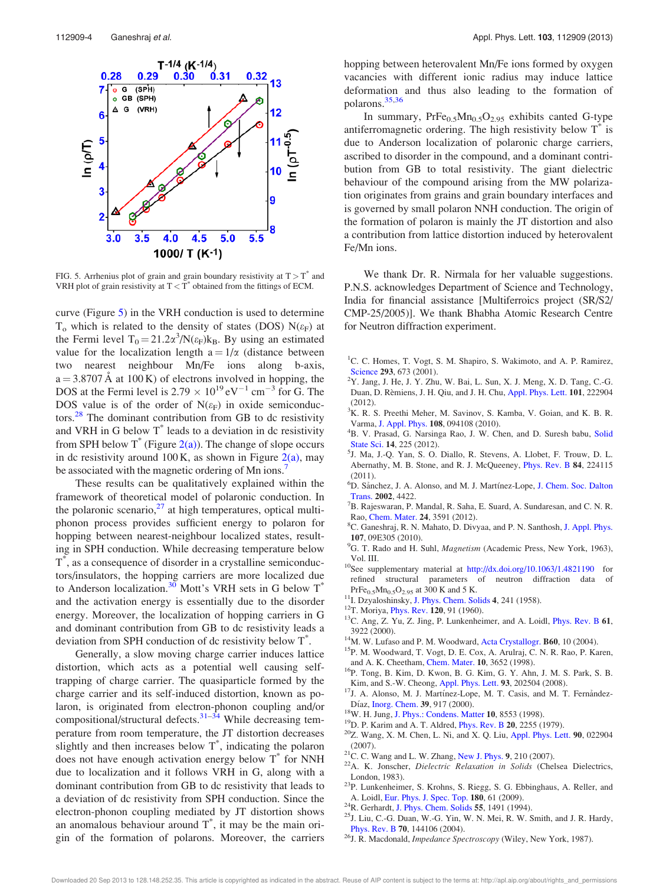FIG. 5. Arrhenius plot of grain and grain boundary resistivity at $T > T^*$ and VRH plot of grain resistivity at $T < T^*$ obtained from the fittings of ECM.

curve (Figure 5) in the VRH conduction is used to determine $T_o$ which is related to the density of states (DOS) $N(\varepsilon_F)$ at the Fermi level $T_0 = 21.2\alpha^3/N(\varepsilon_F)k_B$. By using an estimated value for the localization length $a = 1/\alpha$ (distance between two nearest neighbour Mn/Fe ions along b-axis, $a = 3.8707$ Å at 100 K) of electrons involved in hopping, the DOS at the Fermi level is $2.79 \times 10^{19}$ eV$^{-1}$ cm$^{-3}$ for G. The DOS value is of the order of $N(\varepsilon_F)$ in oxide semiconductors.[28] The dominant contribution from GB to dc resistivity and VRH in G below $T^*$ leads to a deviation in dc resistivity from SPH below $T^*$ (Figure 2(a)). The change of slope occurs in dc resistivity around 100 K, as shown in Figure 2(a), may be associated with the magnetic ordering of Mn ions.[7]

These results can be qualitatively explained within the framework of theoretical model of polaronic conduction. In the polaronic scenario,[27] at high temperatures, optical multi-phonon process provides sufficient energy to polaron for hopping between nearest-neighbour localized states, resulting in SPH conduction. While decreasing temperature below $T^*$, as a consequence of disorder in a crystalline semiconductors/insulators, the hopping carriers are more localized due to Anderson localization.[30] Mott's VRH sets in G below $T^*$ and the activation energy is essentially due to the disorder energy. Moreover, the localization of hopping carriers in G and dominant contribution from GB to dc resistivity leads a deviation from SPH conduction of dc resistivity below $T^*$.

Generally, a slow moving charge carrier induces lattice distortion, which acts as a potential well causing self-trapping of charge carrier. The quasiparticle formed by the charge carrier and its self-induced distortion, known as polaron, is originated from electron-phonon coupling and/or compositional/structural defects.[31–34] While decreasing temperature from room temperature, the JT distortion decreases slightly and then increases below $T^*$, indicating the polaron does not have enough activation energy below $T^*$ for NNH due to localization and it follows VRH in G, along with a dominant contribution from GB to dc resistivity that leads to a deviation of dc resistivity from SPH conduction. Since the electron-phonon coupling mediated by JT distortion shows an anomalous behaviour around $T^*$, it may be the main origin of the formation of polarons. Moreover, the carriers hopping between heterovalent Mn/Fe ions formed by oxygen vacancies with different ionic radius may induce lattice deformation and thus also leading to the formation of polarons.[35,36]

In summary, $PrFe_{0.5}Mn_{0.5}O_{2.95}$ exhibits canted G-type antiferromagnetic ordering. The high resistivity below $T^*$ is due to Anderson localization of polaronic charge carriers, ascribed to disorder in the compound, and a dominant contribution from GB to total resistivity. The giant dielectric behaviour of the compound arising from the MW polarization originates from grains and grain boundary interfaces and is governed by small polaron NNH conduction. The origin of the formation of polaron is mainly the JT distortion and also a contribution from lattice distortion induced by heterovalent Fe/Mn ions.

We thank Dr. R. Nirmala for her valuable suggestions. P.N.S. acknowledges Department of Science and Technology, India for financial assistance [Multiferroics project (SR/S2/CMP-25/2005)]. We thank Bhabha Atomic Research Centre for Neutron diffraction experiment.

[1] C. C. Homes, T. Vogt, S. M. Shapiro, S. Wakimoto, and A. P. Ramirez, Science 293, 673 (2001).
[2] Y. Jang, J. He, J. Y. Zhu, W. Bai, L. Sun, X. J. Meng, X. D. Tang, C.-G. Duan, D. Rèmiens, J. H. Qiu, and J. H. Chu, Appl. Phys. Lett. 101, 222904 (2012).
[3] K. R. S. Preethi Meher, M. Savinov, S. Kamba, V. Goian, and K. B. R. Varma, J. Appl. Phys. 108, 094108 (2010).
[4] B. V. Prasad, G. Narsinga Rao, J. W. Chen, and D. Suresh babu, Solid State Sci. 14, 225 (2012).
[5] J. Ma, J.-Q. Yan, S. O. Diallo, R. Stevens, A. Llobet, F. Trouw, D. L. Abernathy, M. B. Stone, and R. J. McQueeney, Phys. Rev. B 84, 224115 (2011).
[6] D. Sánchez, J. A. Alonso, and M. J. Martínez-Lope, J. Chem. Soc. Dalton Trans. 2002, 4422.
[7] B. Rajeswaran, P. Mandal, R. Saha, E. Suard, A. Sundaresan, and C. N. R. Rao, Chem. Mater. 24, 3591 (2012).
[8] C. Ganeshraj, R. N. Mahato, D. Divyaa, and P. N. Santhosh, J. Appl. Phys. 107, 09E305 (2010).
[9] G. T. Rado and H. Suhl, *Magnetism* (Academic Press, New York, 1963), Vol. III.
[10] See supplementary material at http://dx.doi.org/10.1063/1.4821190 for refined structural parameters of neutron diffraction data of $PrFe_{0.5}Mn_{0.5}O_{2.95}$ at 300 K and 5 K.
[11] I. Dzyaloshinsky, J. Phys. Chem. Solids 4, 241 (1958).
[12] T. Moriya, Phys. Rev. 120, 91 (1960).
[13] C. Ang, Z. Yu, Z. Jing, P. Lunkenheimer, and A. Loidl, Phys. Rev. B 61, 3922 (2000).
[14] M. W. Lufaso and P. M. Woodward, Acta Crystallogr. B60, 10 (2004).
[15] P. M. Woodward, T. Vogt, D. E. Cox, A. Arulraj, C. N. R. Rao, P. Karen, and A. K. Cheetham, Chem. Mater. 10, 3652 (1998).
[16] P. Tong, B. Kim, D. Kwon, B. G. Kim, G. Y. Ahn, J. M. S. Park, S. B. Kim, and S.-W. Cheong, Appl. Phys. Lett. 93, 202504 (2008).
[17] J. A. Alonso, M. J. Martínez-Lope, M. T. Casis, and M. T. Fernández-Díaz, Inorg. Chem. 39, 917 (2000).
[18] W. H. Jung, J. Phys.: Condens. Matter 10, 8553 (1998).
[19] D. P. Karim and A. T. Aldred, Phys. Rev. B 20, 2255 (1979).
[20] Z. Wang, X. M. Chen, L. Ni, and X. Q. Liu, Appl. Phys. Lett. 90, 022904 (2007).
[21] C. C. Wang and L. W. Zhang, New J. Phys. 9, 210 (2007).
[22] A. K. Jonscher, *Dielectric Relaxation in Solids* (Chelsea Dielectrics, London, 1983).
[23] P. Lunkenheimer, S. Krohns, S. Riegg, S. G. Ebbinghaus, A. Reller, and A. Loidl, Eur. Phys. J. Spec. Top. 180, 61 (2009).
[24] R. Gerhardt, J. Phys. Chem. Solids 55, 1491 (1994).
[25] J. Liu, C.-G. Duan, W.-G. Yin, W. N. Mei, R. W. Smith, and J. R. Hardy, Phys. Rev. B 70, 144106 (2004).
[26] J. R. Macdonald, *Impedance Spectroscopy* (Wiley, New York, 1987).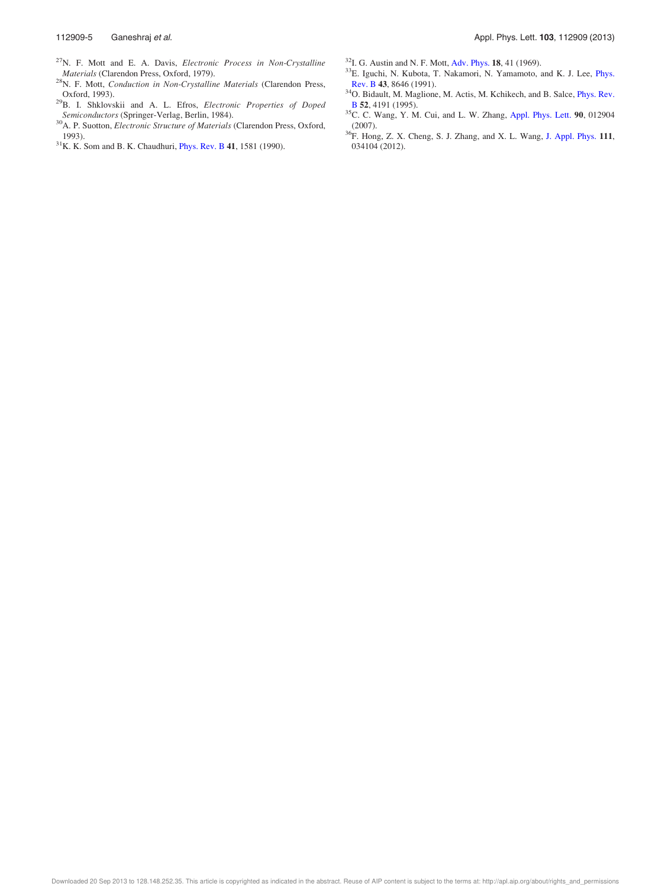[27] N. F. Mott and E. A. Davis, *Electronic Process in Non-Crystalline Materials* (Clarendon Press, Oxford, 1979).

[28] N. F. Mott, *Conduction in Non-Crystalline Materials* (Clarendon Press, Oxford, 1993).

[29] B. I. Shklovskii and A. L. Efros, *Electronic Properties of Doped Semiconductors* (Springer-Verlag, Berlin, 1984).

[30] A. P. Suotton, *Electronic Structure of Materials* (Clarendon Press, Oxford, 1993).

[31] K. K. Som and B. K. Chaudhuri, Phys. Rev. B **41**, 1581 (1990).

[32] I. G. Austin and N. F. Mott, Adv. Phys. **18**, 41 (1969).

[33] E. Iguchi, N. Kubota, T. Nakamori, N. Yamamoto, and K. J. Lee, Phys. Rev. B **43**, 8646 (1991).

[34] O. Bidault, M. Maglione, M. Actis, M. Kchikech, and B. Salce, Phys. Rev. B **52**, 4191 (1995).

[35] C. C. Wang, Y. M. Cui, and L. W. Zhang, Appl. Phys. Lett. **90**, 012904 (2007).

[36] F. Hong, Z. X. Cheng, S. J. Zhang, and X. L. Wang, J. Appl. Phys. **111**, 034104 (2012).